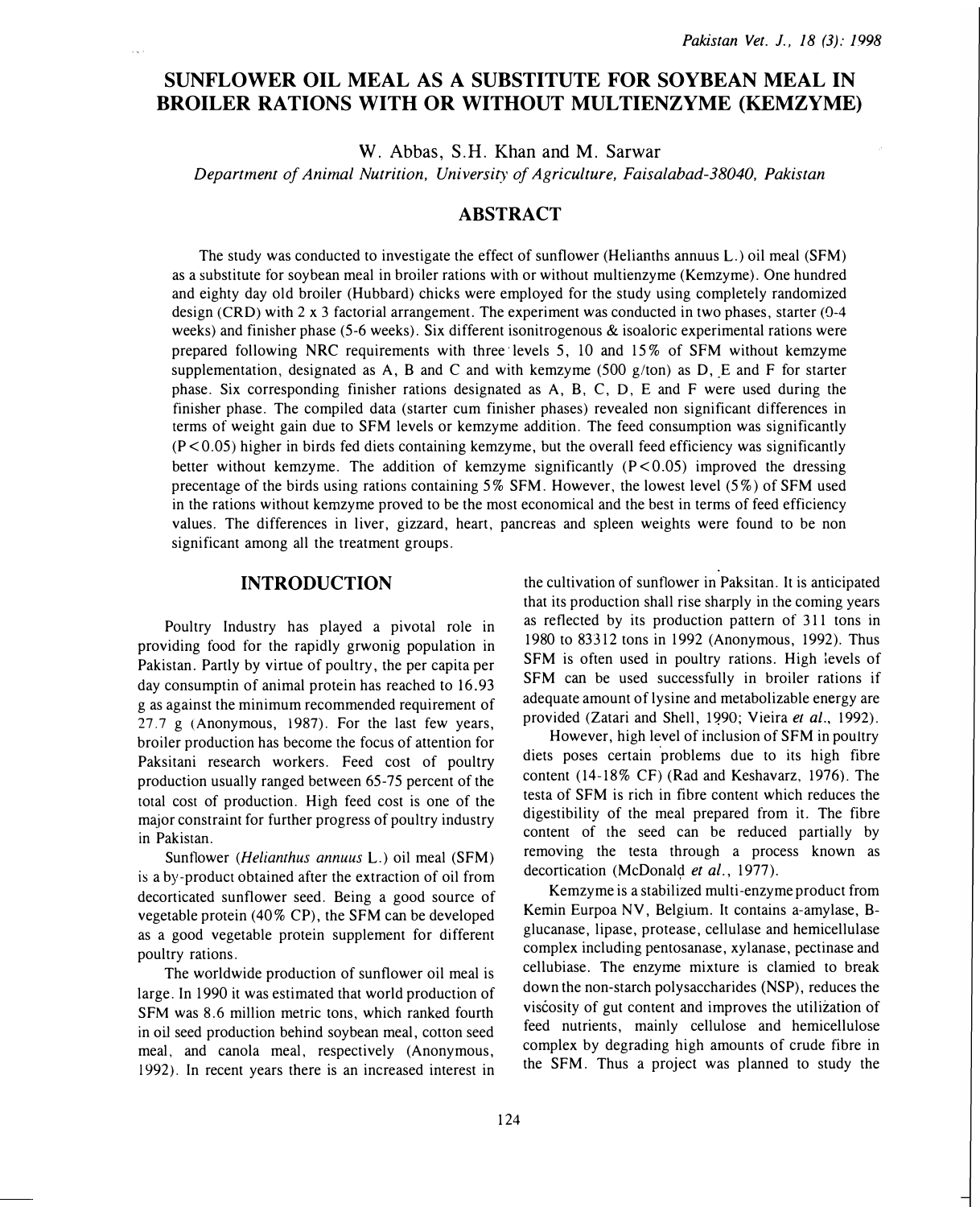# SUNFLOWER OIL MEAL AS A SUBSTITUTE FOR SOYBEAN MEAL IN BROILER RATIONS WITH OR WITHOUT MULTIENZYME (KEMZYME)

W. Abbas, S.H. Khan and M. Sarwar

*Department of Animal Nutrition, University of Agriculture, Faisalabad-38040, Pakistan*

## ABSTRACT

The study was conducted to investigate the effect of sunflower (Helianths annuus L.) oil meal (SFM) as a substitute for soybean meal in broiler rations with or without multienzyme (Kemzyme). One hundred and eighty day old broiler (Hubbard) chicks were employed for the study using completely randomized design (CRD) with 2 x 3 factorial arrangement. The experiment was conducted in two phases, starter (0-4 weeks) and finisher phase (5-6 weeks). Six different isonitrogenous & isaoloric experimental rations were prepared following NRC requirements with three levels 5, 10 and 15% of SFM without kemzyme supplementation, designated as A, B and C and with kemzyme (500 g/ton) as D, E and F for starter phase. Six corresponding finisher rations designated as A, B, C, D, E and F were used during the finisher phase. The compiled data (starter cum finisher phases) revealed non significant differences in terms of weight gain due to SFM levels or kemzyme addition. The feed consumption was significantly ($P<0.05$) higher in birds fed diets containing kemzyme, but the overall feed efficiency was significantly better without kemzyme. The addition of kemzyme significantly ($P<0.05$) improved the dressing precentage of the birds using rations containing 5% SFM. However, the lowest level (5%) of SFM used in the rations without kemzyme proved to be the most economical and the best in terms of feed efficiency values. The differences in liver, gizzard, heart, pancreas and spleen weights were found to be non significant among all the treatment groups.

## INTRODUCTION

Poultry Industry has played a pivotal role in providing food for the rapidly grwonig population in Pakistan. Partly by virtue of poultry, the per capita per day consumptin of animal protein has reached to 16.93 g as against the minimum recommended requirement of 27.7 g (Anonymous, 1987). For the last few years, broiler production has become the focus of attention for Paksitani research workers. Feed cost of poultry production usually ranged between 65-75 percent of the total cost of production. High feed cost is one of the major constraint for further progress of poultry industry in Pakistan.

Sunflower (*Helianthus annuus* L.) oil meal (SFM) is a by-product obtained after the extraction of oil from decorticated sunflower seed. Being a good source of vegetable protein (40% CP), the SFM can be developed as a good vegetable protein supplement for different poultry rations.

The worldwide production of sunflower oil meal is large. In 1990 it was estimated that world production of SFM was 8.6 million metric tons, which ranked fourth in oil seed production behind soybean meal, cotton seed meal, and canola meal, respectively (Anonymous, 1992). In recent years there is an increased interest in the cultivation of sunflower in Paksitan. It is anticipated that its production shall rise sharply in the coming years as reflected by its production pattern of 311 tons in 1980 to 83312 tons in 1992 (Anonymous, 1992). Thus SFM is often used in poultry rations. High levels of SFM can be used successfully in broiler rations if adequate amount of lysine and metabolizable energy are provided (Zatari and Shell, 1990; Vieira *et al*., 1992).

However, high level of inclusion of SFM in poultry diets poses certain problems due to its high fibre content (14-18% CF) (Rad and Keshavarz, 1976). The testa of SFM is rich in fibre content which reduces the digestibility of the meal prepared from it. The fibre content of the seed can be reduced partially by removing the testa through a process known as decortication (McDonald *et al*., 1977).

Kemzyme is a stabilized multi-enzyme product from Kemin Eurpoa NV, Belgium. It contains a-amylase, B-glucanase, lipase, protease, cellulase and hemicellulase complex including pentosanase, xylanase, pectinase and cellubiase. The enzyme mixture is clamied to break down the non-starch polysaccharides (NSP), reduces the viscosity of gut content and improves the utilization of feed nutrients, mainly cellulose and hemicellulose complex by degrading high amounts of crude fibre in the SFM. Thus a project was planned to study the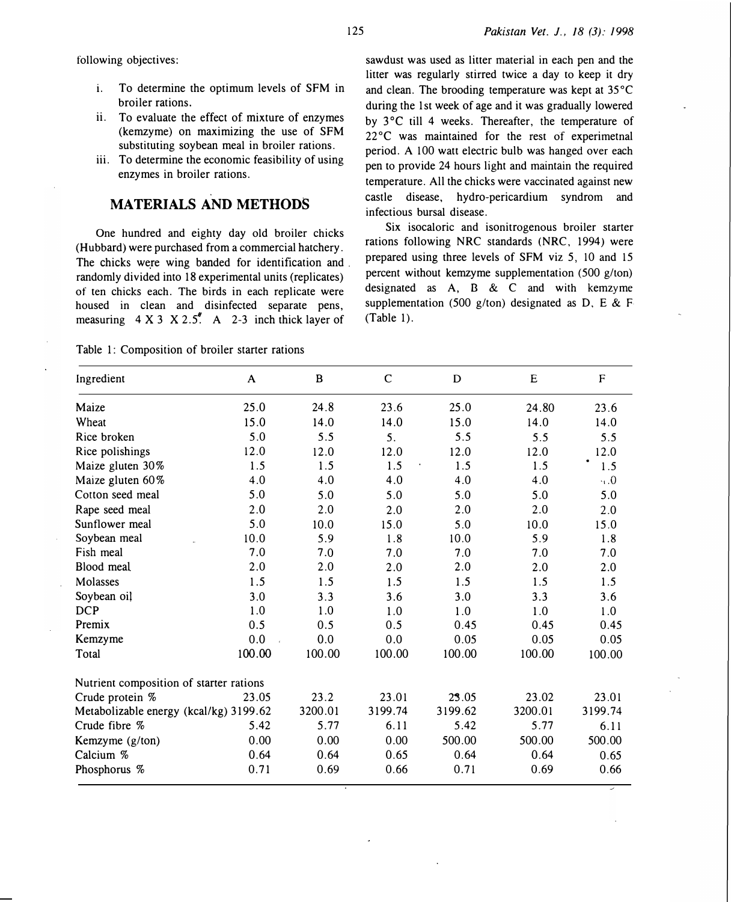following objectives:

i. To determine the optimum levels of SFM in broiler rations.
ii. To evaluate the effect of mixture of enzymes (kemzyme) on maximizing the use of SFM substituting soybean meal in broiler rations.
iii. To determine the economic feasibility of using enzymes in broiler rations.

## MATERIALS AND METHODS

One hundred and eighty day old broiler chicks (Hubbard) were purchased from a commercial hatchery. The chicks were wing banded for identification and randomly divided into 18 experimental units (replicates) of ten chicks each. The birds in each replicate were housed in clean and disinfected separate pens, measuring 4 X 3 X 2.5'. A 2-3 inch thick layer of sawdust was used as litter material in each pen and the litter was regularly stirred twice a day to keep it dry and clean. The brooding temperature was kept at 35°C during the 1st week of age and it was gradually lowered by 3°C till 4 weeks. Thereafter, the temperature of 22°C was maintained for the rest of experimetnal period. A 100 watt electric bulb was hanged over each pen to provide 24 hours light and maintain the required temperature. All the chicks were vaccinated against new castle disease, hydro-pericardium syndrom and infectious bursal disease.

Six isocaloric and isonitrogenous broiler starter rations following NRC standards (NRC, 1994) were prepared using three levels of SFM viz 5, 10 and 15 percent without kemzyme supplementation (500 g/ton) designated as A, B & C and with kemzyme supplementation (500 g/ton) designated as D, E & F (Table 1).

Table 1: Composition of broiler starter rations

| Ingredient | A | B | C | D | E | F |
|---|---|---|---|---|---|---|
| Maize | 25.0 | 24.8 | 23.6 | 25.0 | 24.80 | 23.6 |
| Wheat | 15.0 | 14.0 | 14.0 | 15.0 | 14.0 | 14.0 |
| Rice broken | 5.0 | 5.5 | 5. | 5.5 | 5.5 | 5.5 |
| Rice polishings | 12.0 | 12.0 | 12.0 | 12.0 | 12.0 | 12.0 |
| Maize gluten 30% | 1.5 | 1.5 | 1.5 | 1.5 | 1.5 | 1.5 |
| Maize gluten 60% | 4.0 | 4.0 | 4.0 | 4.0 | 4.0 | 4.0 |
| Cotton seed meal | 5.0 | 5.0 | 5.0 | 5.0 | 5.0 | 5.0 |
| Rape seed meal | 2.0 | 2.0 | 2.0 | 2.0 | 2.0 | 2.0 |
| Sunflower meal | 5.0 | 10.0 | 15.0 | 5.0 | 10.0 | 15.0 |
| Soybean meal | 10.0 | 5.9 | 1.8 | 10.0 | 5.9 | 1.8 |
| Fish meal | 7.0 | 7.0 | 7.0 | 7.0 | 7.0 | 7.0 |
| Blood meal | 2.0 | 2.0 | 2.0 | 2.0 | 2.0 | 2.0 |
| Molasses | 1.5 | 1.5 | 1.5 | 1.5 | 1.5 | 1.5 |
| Soybean oil | 3.0 | 3.3 | 3.6 | 3.0 | 3.3 | 3.6 |
| DCP | 1.0 | 1.0 | 1.0 | 1.0 | 1.0 | 1.0 |
| Premix | 0.5 | 0.5 | 0.5 | 0.45 | 0.45 | 0.45 |
| Kemzyme | 0.0 | 0.0 | 0.0 | 0.05 | 0.05 | 0.05 |
| Total | 100.00 | 100.00 | 100.00 | 100.00 | 100.00 | 100.00 |
| Nutrient composition of starter rations | | | | | | |
| Crude protein % | 23.05 | 23.2 | 23.01 | 23.05 | 23.02 | 23.01 |
| Metabolizable energy (kcal/kg) | 3199.62 | 3200.01 | 3199.74 | 3199.62 | 3200.01 | 3199.74 |
| Crude fibre % | 5.42 | 5.77 | 6.11 | 5.42 | 5.77 | 6.11 |
| Kemzyme (g/ton) | 0.00 | 0.00 | 0.00 | 500.00 | 500.00 | 500.00 |
| Calcium % | 0.64 | 0.64 | 0.65 | 0.64 | 0.64 | 0.65 |
| Phosphorus % | 0.71 | 0.69 | 0.66 | 0.71 | 0.69 | 0.66 |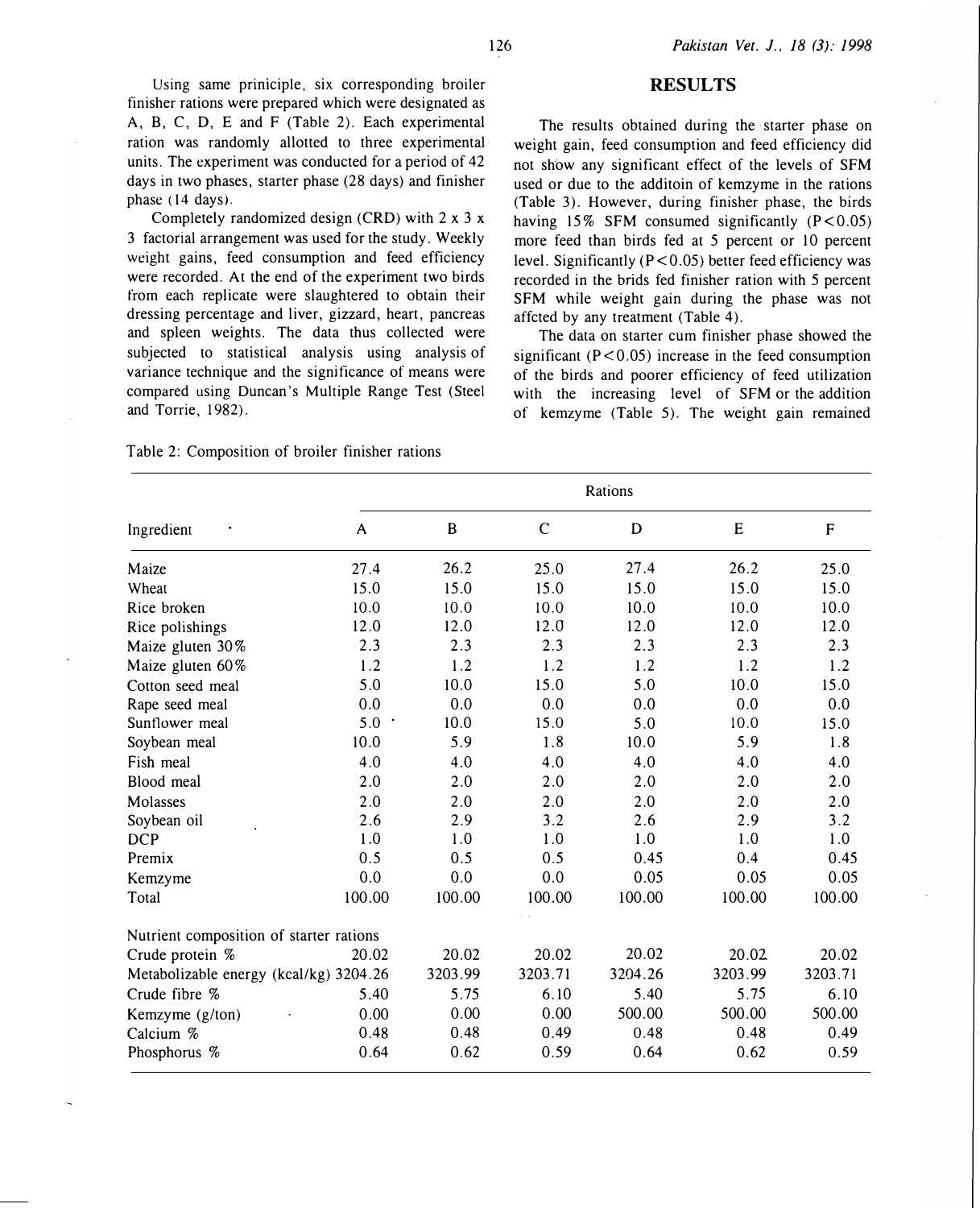Using same priniciple, six corresponding broiler finisher rations were prepared which were designated as A, B, C, D, E and F (Table 2). Each experimental ration was randomly allotted to three experimental units. The experiment was conducted for a period of 42 days in two phases, starter phase (28 days) and finisher phase (14 days).

Completely randomized design (CRD) with 2 x 3 x 3 factorial arrangement was used for the study. Weekly weight gains, feed consumption and feed efficiency were recorded. At the end of the experiment two birds from each replicate were slaughtered to obtain their dressing percentage and liver, gizzard, heart, pancreas and spleen weights. The data thus collected were subjected to statistical analysis using analysis of variance technique and the significance of means were compared using Duncan's Multiple Range Test (Steel and Torrie, 1982).

## RESULTS

The results obtained during the starter phase on weight gain, feed consumption and feed efficiency did not show any significant effect of the levels of SFM used or due to the additoin of kemzyme in the rations (Table 3). However, during finisher phase, the birds having 15% SFM consumed significantly ($P<0.05$) more feed than birds fed at 5 percent or 10 percent level. Significantly ($P<0.05$) better feed efficiency was recorded in the brids fed finisher ration with 5 percent SFM while weight gain during the phase was not affcted by any treatment (Table 4).

The data on starter cum finisher phase showed the significant ($P<0.05$) increase in the feed consumption of the birds and poorer efficiency of feed utilization with the increasing level of SFM or the addition of kemzyme (Table 5). The weight gain remained

Table 2: Composition of broiler finisher rations

| Ingredient | Rations | | | | | |
|---|---|---|---|---|---|---|
| | A | B | C | D | E | F |
| Maize | 27.4 | 26.2 | 25.0 | 27.4 | 26.2 | 25.0 |
| Wheat | 15.0 | 15.0 | 15.0 | 15.0 | 15.0 | 15.0 |
| Rice broken | 10.0 | 10.0 | 10.0 | 10.0 | 10.0 | 10.0 |
| Rice polishings | 12.0 | 12.0 | 12.0 | 12.0 | 12.0 | 12.0 |
| Maize gluten 30% | 2.3 | 2.3 | 2.3 | 2.3 | 2.3 | 2.3 |
| Maize gluten 60% | 1.2 | 1.2 | 1.2 | 1.2 | 1.2 | 1.2 |
| Cotton seed meal | 5.0 | 10.0 | 15.0 | 5.0 | 10.0 | 15.0 |
| Rape seed meal | 0.0 | 0.0 | 0.0 | 0.0 | 0.0 | 0.0 |
| Sunflower meal | 5.0 | 10.0 | 15.0 | 5.0 | 10.0 | 15.0 |
| Soybean meal | 10.0 | 5.9 | 1.8 | 10.0 | 5.9 | 1.8 |
| Fish meal | 4.0 | 4.0 | 4.0 | 4.0 | 4.0 | 4.0 |
| Blood meal | 2.0 | 2.0 | 2.0 | 2.0 | 2.0 | 2.0 |
| Molasses | 2.0 | 2.0 | 2.0 | 2.0 | 2.0 | 2.0 |
| Soybean oil | 2.6 | 2.9 | 3.2 | 2.6 | 2.9 | 3.2 |
| DCP | 1.0 | 1.0 | 1.0 | 1.0 | 1.0 | 1.0 |
| Premix | 0.5 | 0.5 | 0.5 | 0.45 | 0.4 | 0.45 |
| Kemzyme | 0.0 | 0.0 | 0.0 | 0.05 | 0.05 | 0.05 |
| Total | 100.00 | 100.00 | 100.00 | 100.00 | 100.00 | 100.00 |
| Nutrient composition of starter rations | | | | | | |
| Crude protein % | 20.02 | 20.02 | 20.02 | 20.02 | 20.02 | 20.02 |
| Metabolizable energy (kcal/kg) | 3204.26 | 3203.99 | 3203.71 | 3204.26 | 3203.99 | 3203.71 |
| Crude fibre % | 5.40 | 5.75 | 6.10 | 5.40 | 5.75 | 6.10 |
| Kemzyme (g/ton) | 0.00 | 0.00 | 0.00 | 500.00 | 500.00 | 500.00 |
| Calcium % | 0.48 | 0.48 | 0.49 | 0.48 | 0.48 | 0.49 |
| Phosphorus % | 0.64 | 0.62 | 0.59 | 0.64 | 0.62 | 0.59 |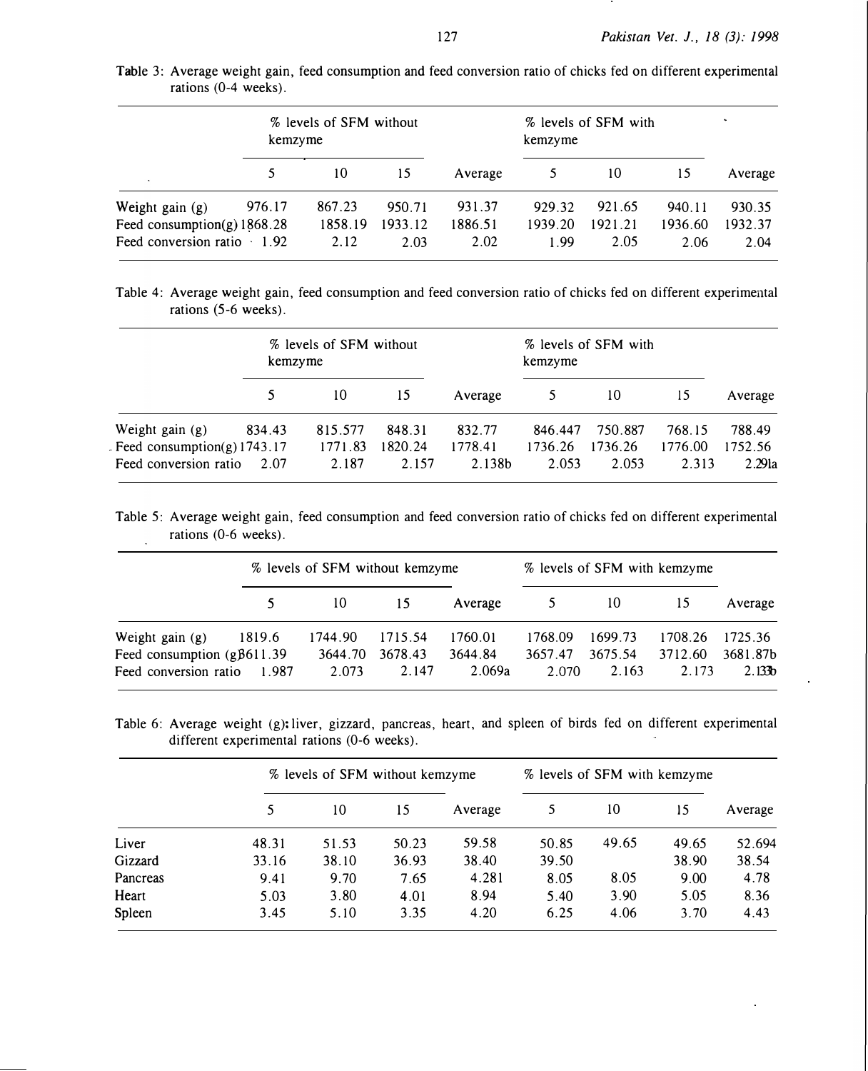Table 3: Average weight gain, feed consumption and feed conversion ratio of chicks fed on different experimental rations (0-4 weeks).

| | % levels of SFM without kemzyme | | | | % levels of SFM with kemzyme | | | |
|---|---|---|---|---|---|---|---|---|
| | 5 | 10 | 15 | Average | 5 | 10 | 15 | Average |
| Weight gain (g) | 976.17 | 867.23 | 950.71 | 931.37 | 929.32 | 921.65 | 940.11 | 930.35 |
| Feed consumption(g) | 1868.28 | 1858.19 | 1933.12 | 1886.51 | 1939.20 | 1921.21 | 1936.60 | 1932.37 |
| Feed conversion ratio | 1.92 | 2.12 | 2.03 | 2.02 | 1.99 | 2.05 | 2.06 | 2.04 |

Table 4: Average weight gain, feed consumption and feed conversion ratio of chicks fed on different experimental rations (5-6 weeks).

| | % levels of SFM without kemzyme | | | | % levels of SFM with kemzyme | | | |
|---|---|---|---|---|---|---|---|---|
| | 5 | 10 | 15 | Average | 5 | 10 | 15 | Average |
| Weight gain (g) | 834.43 | 815.577 | 848.31 | 832.77 | 846.447 | 750.887 | 768.15 | 788.49 |
| Feed consumption(g) | 1743.17 | 1771.83 | 1820.24 | 1778.41 | 1736.26 | 1736.26 | 1776.00 | 1752.56 |
| Feed conversion ratio | 2.07 | 2.187 | 2.157 | 2.138b | 2.053 | 2.053 | 2.313 | 2.291a |

Table 5: Average weight gain, feed consumption and feed conversion ratio of chicks fed on different experimental rations (0-6 weeks).

| | % levels of SFM without kemzyme | | | | % levels of SFM with kemzyme | | | |
|---|---|---|---|---|---|---|---|---|
| | 5 | 10 | 15 | Average | 5 | 10 | 15 | Average |
| Weight gain (g) | 1819.6 | 1744.90 | 1715.54 | 1760.01 | 1768.09 | 1699.73 | 1708.26 | 1725.36 |
| Feed consumption (g) | 3611.39 | 3644.70 | 3678.43 | 3644.84 | 3657.47 | 3675.54 | 3712.60 | 3681.87b |
| Feed conversion ratio | 1.987 | 2.073 | 2.147 | 2.069a | 2.070 | 2.163 | 2.173 | 2.133b |

Table 6: Average weight (g): liver, gizzard, pancreas, heart, and spleen of birds fed on different experimental different experimental rations (0-6 weeks).

| | % levels of SFM without kemzyme | | | | % levels of SFM with kemzyme | | | |
|---|---|---|---|---|---|---|---|---|
| | 5 | 10 | 15 | Average | 5 | 10 | 15 | Average |
| Liver | 48.31 | 51.53 | 50.23 | 59.58 | 50.85 | 49.65 | 49.65 | 52.694 |
| Gizzard | 33.16 | 38.10 | 36.93 | 38.40 | 39.50 | | 38.90 | 38.54 |
| Pancreas | 9.41 | 9.70 | 7.65 | 4.281 | 8.05 | 8.05 | 9.00 | 4.78 |
| Heart | 5.03 | 3.80 | 4.01 | 8.94 | 5.40 | 3.90 | 5.05 | 8.36 |
| Spleen | 3.45 | 5.10 | 3.35 | 4.20 | 6.25 | 4.06 | 3.70 | 4.43 |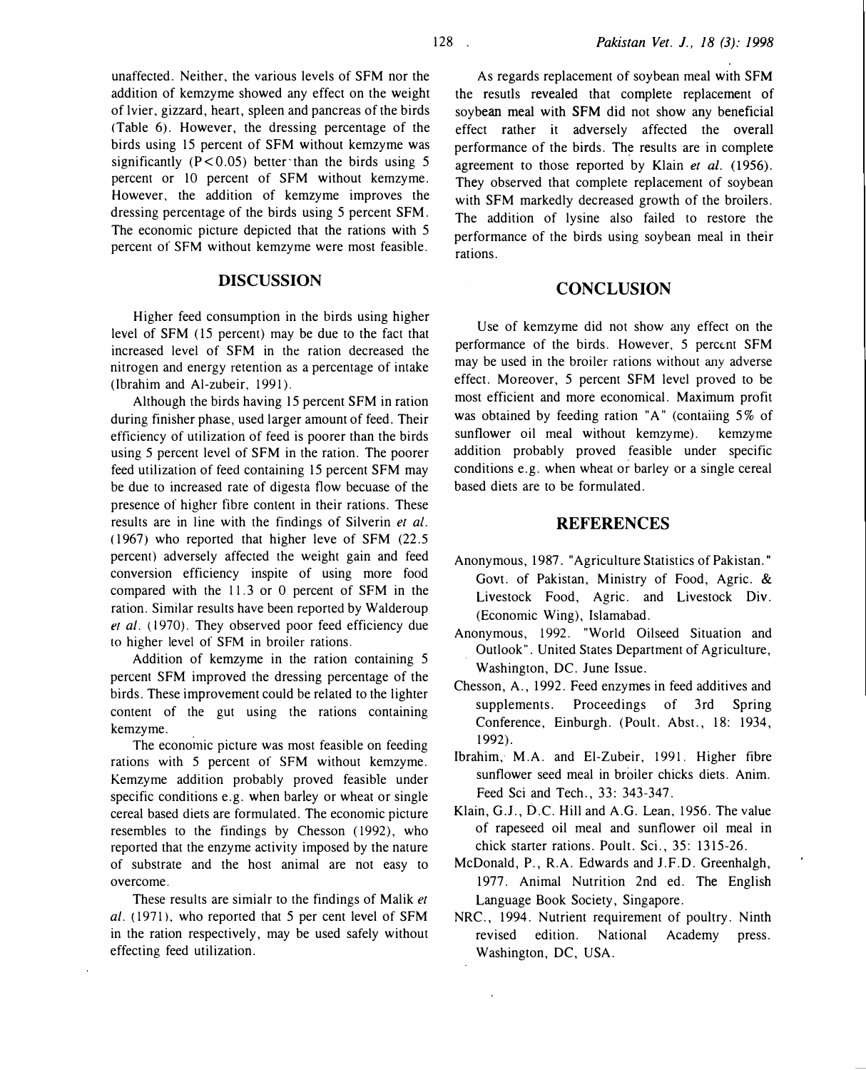unaffected. Neither, the various levels of SFM nor the addition of kemzyme showed any effect on the weight of lvier, gizzard, heart, spleen and pancreas of the birds (Table 6). However, the dressing percentage of the birds using 15 percent of SFM without kemzyme was significantly ($P<0.05$) better than the birds using 5 percent or 10 percent of SFM without kemzyme. However, the addition of kemzyme improves the dressing percentage of the birds using 5 percent SFM. The economic picture depicted that the rations with 5 percent of SFM without kemzyme were most feasible.

## DISCUSSION

Higher feed consumption in the birds using higher level of SFM (15 percent) may be due to the fact that increased level of SFM in the ration decreased the nitrogen and energy retention as a percentage of intake (Ibrahim and Al-zubeir, 1991).

Although the birds having 15 percent SFM in ration during finisher phase, used larger amount of feed. Their efficiency of utilization of feed is poorer than the birds using 5 percent level of SFM in the ration. The poorer feed utilization of feed containing 15 percent SFM may be due to increased rate of digesta flow becuase of the presence of higher fibre content in their rations. These results are in line with the findings of Silverin *et al.* (1967) who reported that higher leve of SFM (22.5 percent) adversely affected the weight gain and feed conversion efficiency inspite of using more food compared with the 11.3 or 0 percent of SFM in the ration. Similar results have been reported by Walderoup *et al.* (1970). They observed poor feed efficiency due to higher level of SFM in broiler rations.

Addition of kemzyme in the ration containing 5 percent SFM improved the dressing percentage of the birds. These improvement could be related to the lighter content of the gut using the rations containing kemzyme.

The economic picture was most feasible on feeding rations with 5 percent of SFM without kemzyme. Kemzyme addition probably proved feasible under specific conditions e.g. when barley or wheat or single cereal based diets are formulated. The economic picture resembles to the findings by Chesson (1992), who reported that the enzyme activity imposed by the nature of substrate and the host animal are not easy to overcome.

These results are simialr to the findings of Malik *et al.* (1971), who reported that 5 per cent level of SFM in the ration respectively, may be used safely without effecting feed utilization.

As regards replacement of soybean meal with SFM the resutls revealed that complete replacement of soybean meal with SFM did not show any beneficial effect rather it adversely affected the overall performance of the birds. The results are in complete agreement to those reported by Klain *et al.* (1956). They observed that complete replacement of soybean with SFM markedly decreased growth of the broilers. The addition of lysine also failed to restore the performance of the birds using soybean meal in their rations.

## CONCLUSION

Use of kemzyme did not show any effect on the performance of the birds. However, 5 percent SFM may be used in the broiler rations without any adverse effect. Moreover, 5 percent SFM level proved to be most efficient and more economical. Maximum profit was obtained by feeding ration "A" (contaiing 5% of sunflower oil meal without kemzyme). kemzyme addition probably proved feasible under specific conditions e.g. when wheat or barley or a single cereal based diets are to be formulated.

## REFERENCES

- Anonymous, 1987. "Agriculture Statistics of Pakistan." Govt. of Pakistan, Ministry of Food, Agric. & Livestock Food, Agric. and Livestock Div. (Economic Wing), Islamabad.
- Anonymous, 1992. "World Oilseed Situation and Outlook". United States Department of Agriculture, Washington, DC. June Issue.
- Chesson, A., 1992. Feed enzymes in feed additives and supplements. Proceedings of 3rd Spring Conference, Einburgh. (Poult. Abst., 18: 1934, 1992).
- Ibrahim, M.A. and El-Zubeir, 1991. Higher fibre sunflower seed meal in broiler chicks diets. Anim. Feed Sci and Tech., 33: 343-347.
- Klain, G.J., D.C. Hill and A.G. Lean, 1956. The value of rapeseed oil meal and sunflower oil meal in chick starter rations. Poult. Sci., 35: 1315-26.
- McDonald, P., R.A. Edwards and J.F.D. Greenhalgh, 1977. Animal Nutrition 2nd ed. The English Language Book Society, Singapore.
- NRC., 1994. Nutrient requirement of poultry. Ninth revised edition. National Academy press. Washington, DC, USA.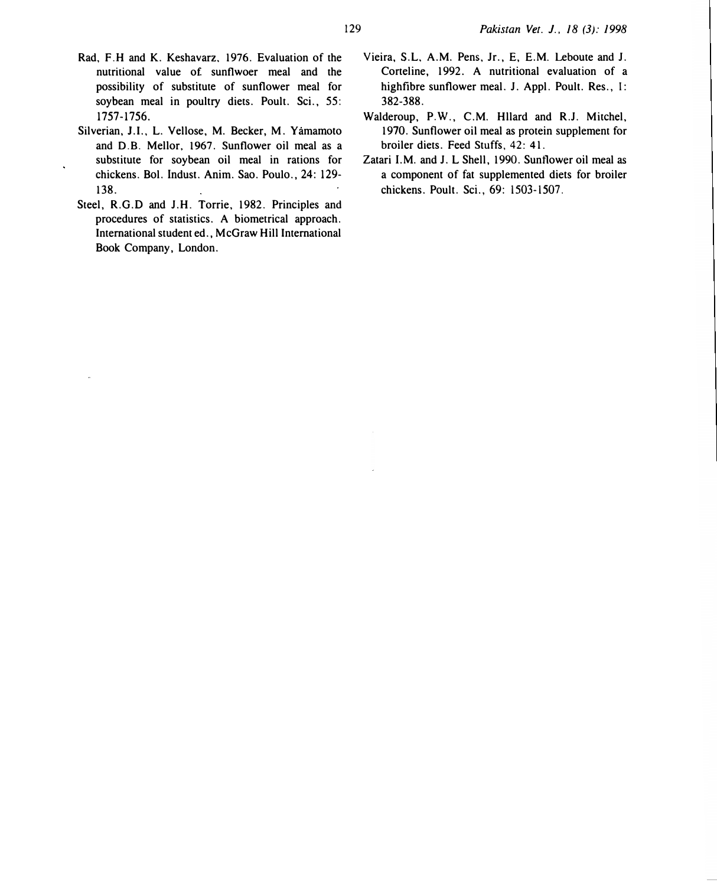Rad, F.H and K. Keshavarz, 1976. Evaluation of the nutritional value of sunflwoer meal and the possibility of substitute of sunflower meal for soybean meal in poultry diets. Poult. Sci., 55: 1757-1756.

Silverian, J.I., L. Vellose, M. Becker, M. Yàmamoto and D.B. Mellor, 1967. Sunflower oil meal as a substitute for soybean oil meal in rations for chickens. Bol. Indust. Anim. Sao. Poulo., 24: 129-138.

Steel, R.G.D and J.H. Torrie, 1982. Principles and procedures of statistics. A biometrical approach. International student ed., McGraw Hill International Book Company, London.

Vieira, S.L, A.M. Pens, Jr., E, E.M. Leboute and J. Corteline, 1992. A nutritional evaluation of a highfibre sunflower meal. J. Appl. Poult. Res., 1: 382-388.

Walderoup, P.W., C.M. Hllard and R.J. Mitchel, 1970. Sunflower oil meal as protein supplement for broiler diets. Feed Stuffs, 42: 41.

Zatari I.M. and J. L Shell, 1990. Sunflower oil meal as a component of fat supplemented diets for broiler chickens. Poult. Sci., 69: 1503-1507.